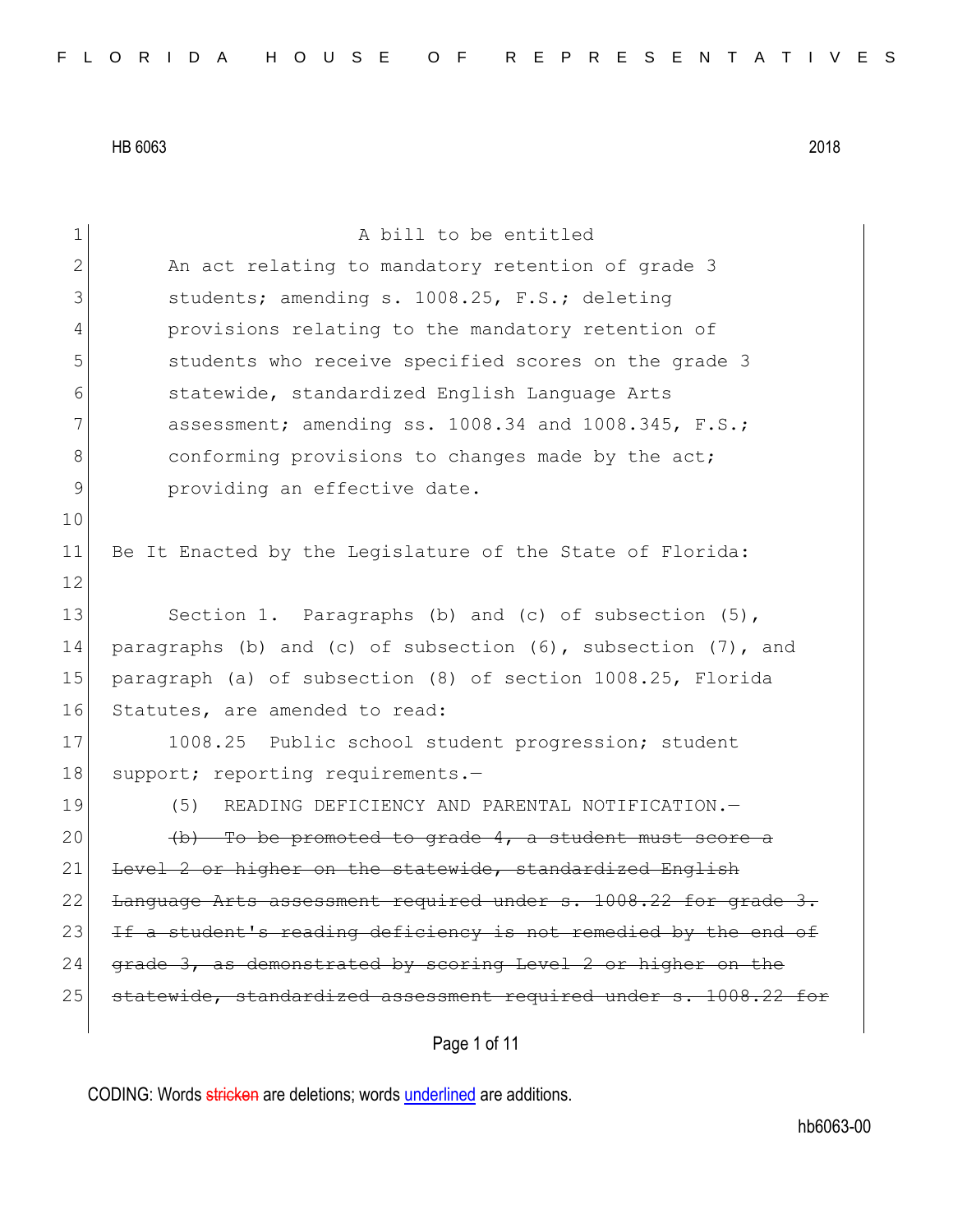HB 6063 2018

A bill to be entitled

An act relating to mandatory retention of grade 3 students; amending s. 1008.25, F.S.; deleting provisions relating to the mandatory retention of students who receive specified scores on the grade 3 statewide, standardized English Language Arts assessment; amending ss. 1008.34 and 1008.345, F.S.; conforming provisions to changes made by the act; providing an effective date.

Be It Enacted by the Legislature of the State of Florida:

Section 1. Paragraphs (b) and (c) of subsection (5), paragraphs (b) and (c) of subsection (6), subsection (7), and paragraph (a) of subsection (8) of section 1008.25, Florida Statutes, are amended to read:

1008.25 Public school student progression; student support; reporting requirements.—

(5) READING DEFICIENCY AND PARENTAL NOTIFICATION.—

~~(b) To be promoted to grade 4, a student must score a Level 2 or higher on the statewide, standardized English Language Arts assessment required under s. 1008.22 for grade 3. If a student's reading deficiency is not remedied by the end of grade 3, as demonstrated by scoring Level 2 or higher on the statewide, standardized assessment required under s. 1008.22 for~~

CODING: Words ~~stricken~~ are deletions; words underlined are additions.

hb6063-00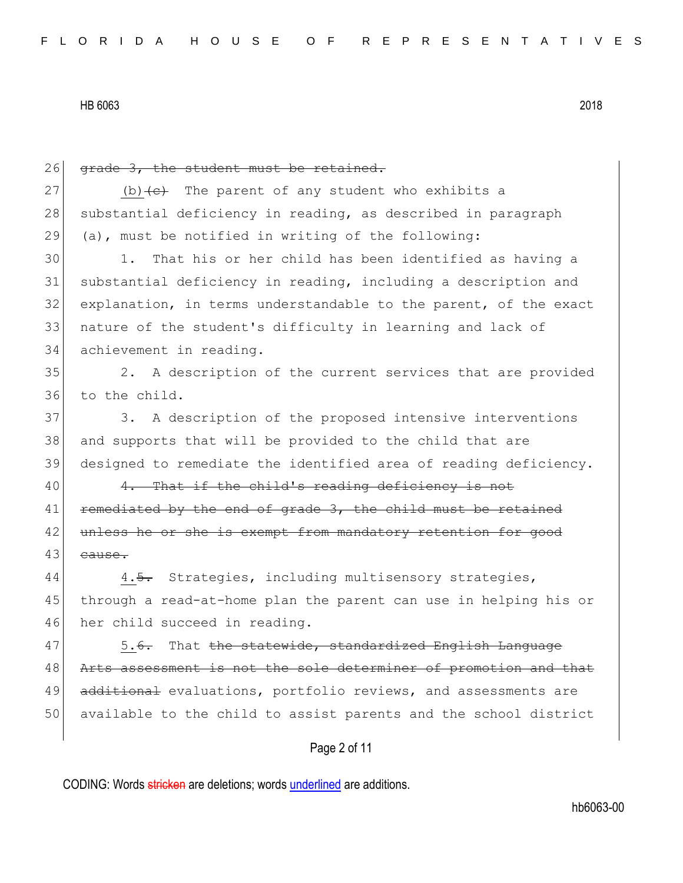26 ~~grade 3, the student must be retained.~~

27 (b)~~(c)~~ The parent of any student who exhibits a
28 substantial deficiency in reading, as described in paragraph
29 (a), must be notified in writing of the following:

30 1. That his or her child has been identified as having a
31 substantial deficiency in reading, including a description and
32 explanation, in terms understandable to the parent, of the exact
33 nature of the student's difficulty in learning and lack of
34 achievement in reading.

35 2. A description of the current services that are provided
36 to the child.

37 3. A description of the proposed intensive interventions
38 and supports that will be provided to the child that are
39 designed to remediate the identified area of reading deficiency.

40 ~~4. That if the child's reading deficiency is not~~
41 ~~remediated by the end of grade 3, the child must be retained~~
42 ~~unless he or she is exempt from mandatory retention for good~~
43 ~~cause.~~

44 4.~~5.~~ Strategies, including multisensory strategies,
45 through a read-at-home plan the parent can use in helping his or
46 her child succeed in reading.

47 5.~~6.~~ That ~~the statewide, standardized English Language~~
48 ~~Arts assessment is not the sole determiner of promotion and that~~
49 ~~additional~~ evaluations, portfolio reviews, and assessments are
50 available to the child to assist parents and the school district

CODING: Words ~~stricken~~ are deletions; words underlined are additions.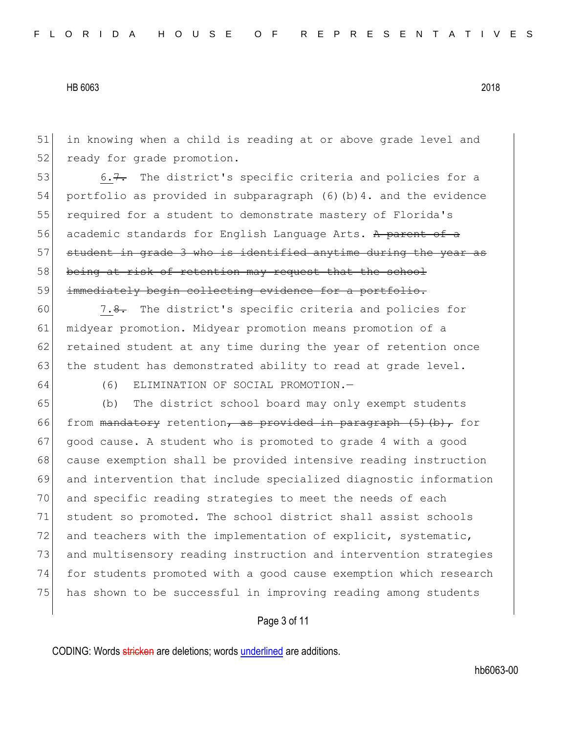in knowing when a child is reading at or above grade level and ready for grade promotion.

<u>6.</u>~~7.~~ The district's specific criteria and policies for a portfolio as provided in subparagraph (6)(b)4. and the evidence required for a student to demonstrate mastery of Florida's academic standards for English Language Arts. ~~A parent of a student in grade 3 who is identified anytime during the year as being at risk of retention may request that the school immediately begin collecting evidence for a portfolio.~~

<u>7.</u>~~8.~~ The district's specific criteria and policies for midyear promotion. Midyear promotion means promotion of a retained student at any time during the year of retention once the student has demonstrated ability to read at grade level.

(6) ELIMINATION OF SOCIAL PROMOTION.—

(b) The district school board may only exempt students from ~~mandatory~~ retention~~, as provided in paragraph (5)(b),~~ for good cause. A student who is promoted to grade 4 with a good cause exemption shall be provided intensive reading instruction and intervention that include specialized diagnostic information and specific reading strategies to meet the needs of each student so promoted. The school district shall assist schools and teachers with the implementation of explicit, systematic, and multisensory reading instruction and intervention strategies for students promoted with a good cause exemption which research has shown to be successful in improving reading among students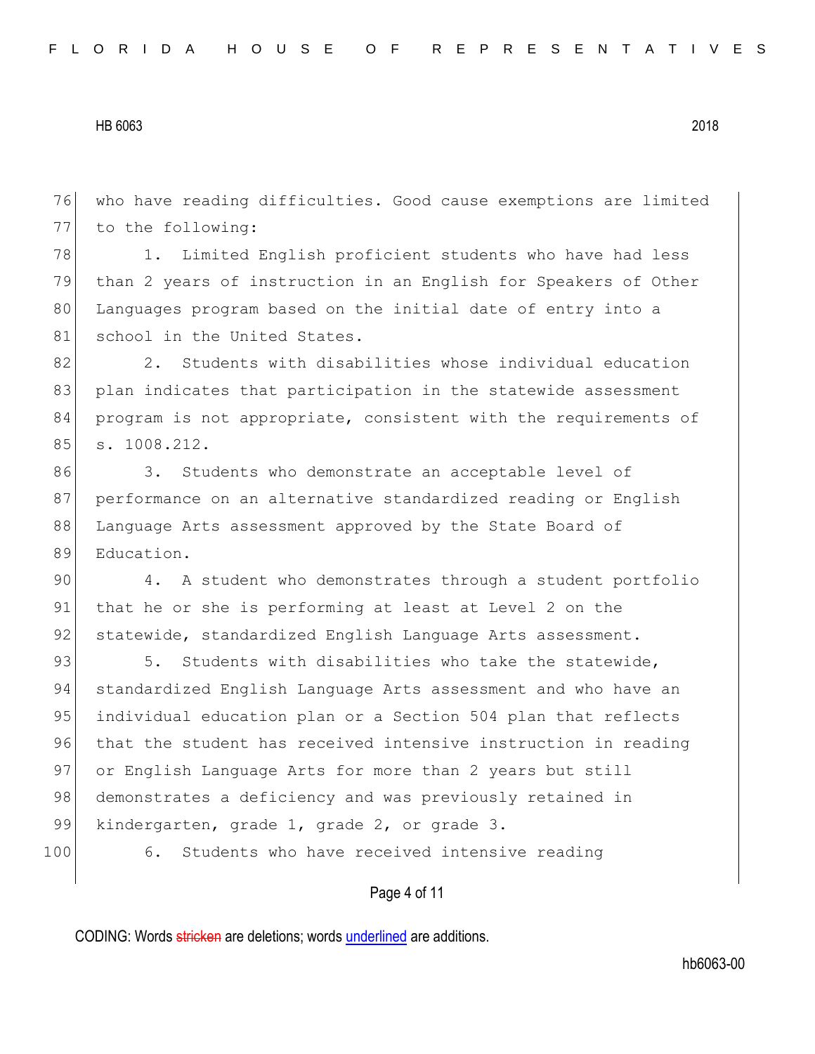who have reading difficulties. Good cause exemptions are limited to the following:

1. Limited English proficient students who have had less than 2 years of instruction in an English for Speakers of Other Languages program based on the initial date of entry into a school in the United States.

2. Students with disabilities whose individual education plan indicates that participation in the statewide assessment program is not appropriate, consistent with the requirements of s. 1008.212.

3. Students who demonstrate an acceptable level of performance on an alternative standardized reading or English Language Arts assessment approved by the State Board of Education.

4. A student who demonstrates through a student portfolio that he or she is performing at least at Level 2 on the statewide, standardized English Language Arts assessment.

5. Students with disabilities who take the statewide, standardized English Language Arts assessment and who have an individual education plan or a Section 504 plan that reflects that the student has received intensive instruction in reading or English Language Arts for more than 2 years but still demonstrates a deficiency and was previously retained in kindergarten, grade 1, grade 2, or grade 3.

6. Students who have received intensive reading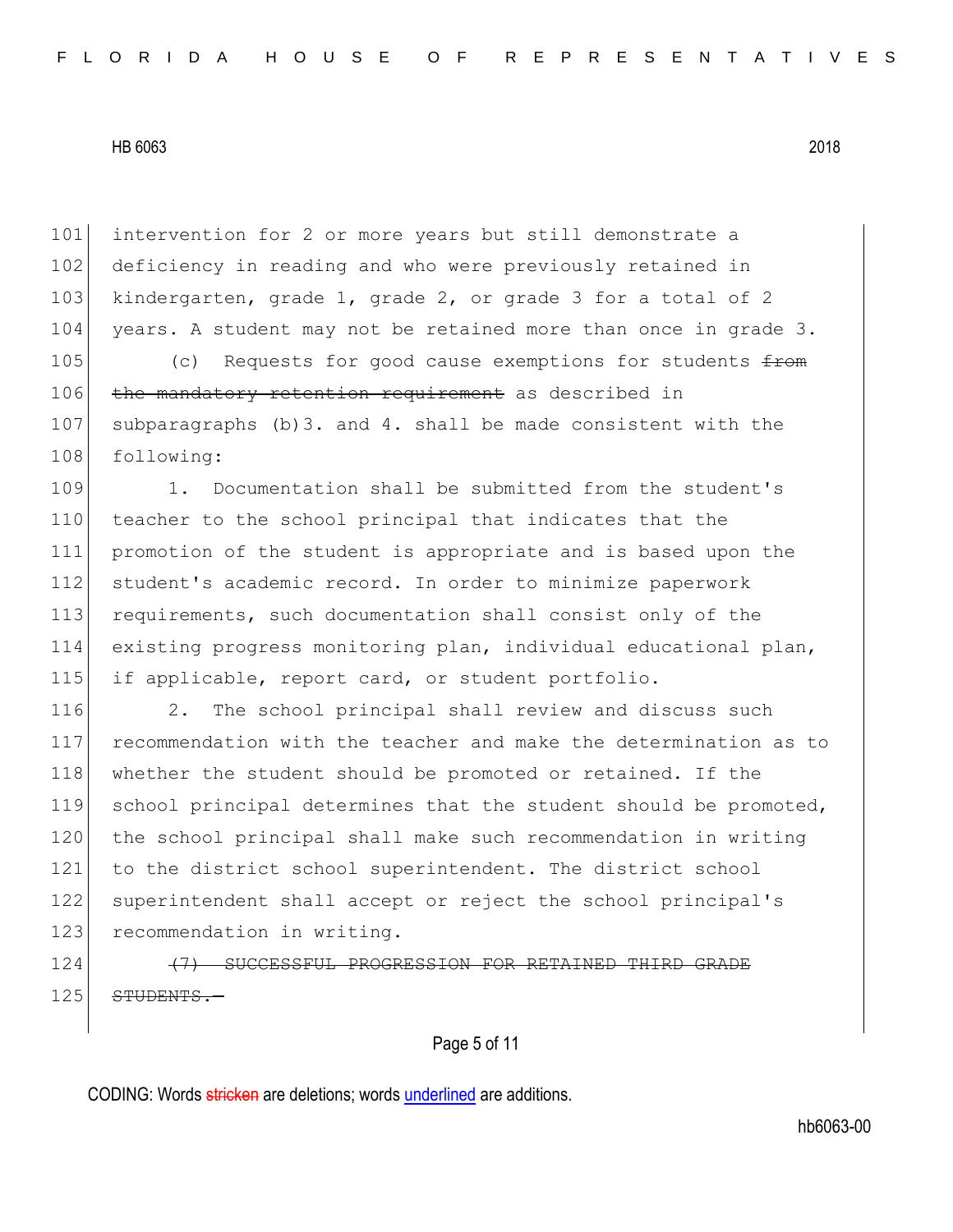intervention for 2 or more years but still demonstrate a deficiency in reading and who were previously retained in kindergarten, grade 1, grade 2, or grade 3 for a total of 2 years. A student may not be retained more than once in grade 3.

(c) Requests for good cause exemptions for students ~~from the mandatory retention requirement~~ as described in subparagraphs (b)3. and 4. shall be made consistent with the following:

1. Documentation shall be submitted from the student's teacher to the school principal that indicates that the promotion of the student is appropriate and is based upon the student's academic record. In order to minimize paperwork requirements, such documentation shall consist only of the existing progress monitoring plan, individual educational plan, if applicable, report card, or student portfolio.

2. The school principal shall review and discuss such recommendation with the teacher and make the determination as to whether the student should be promoted or retained. If the school principal determines that the student should be promoted, the school principal shall make such recommendation in writing to the district school superintendent. The district school superintendent shall accept or reject the school principal's recommendation in writing.

~~(7) SUCCESSFUL PROGRESSION FOR RETAINED THIRD GRADE STUDENTS.—~~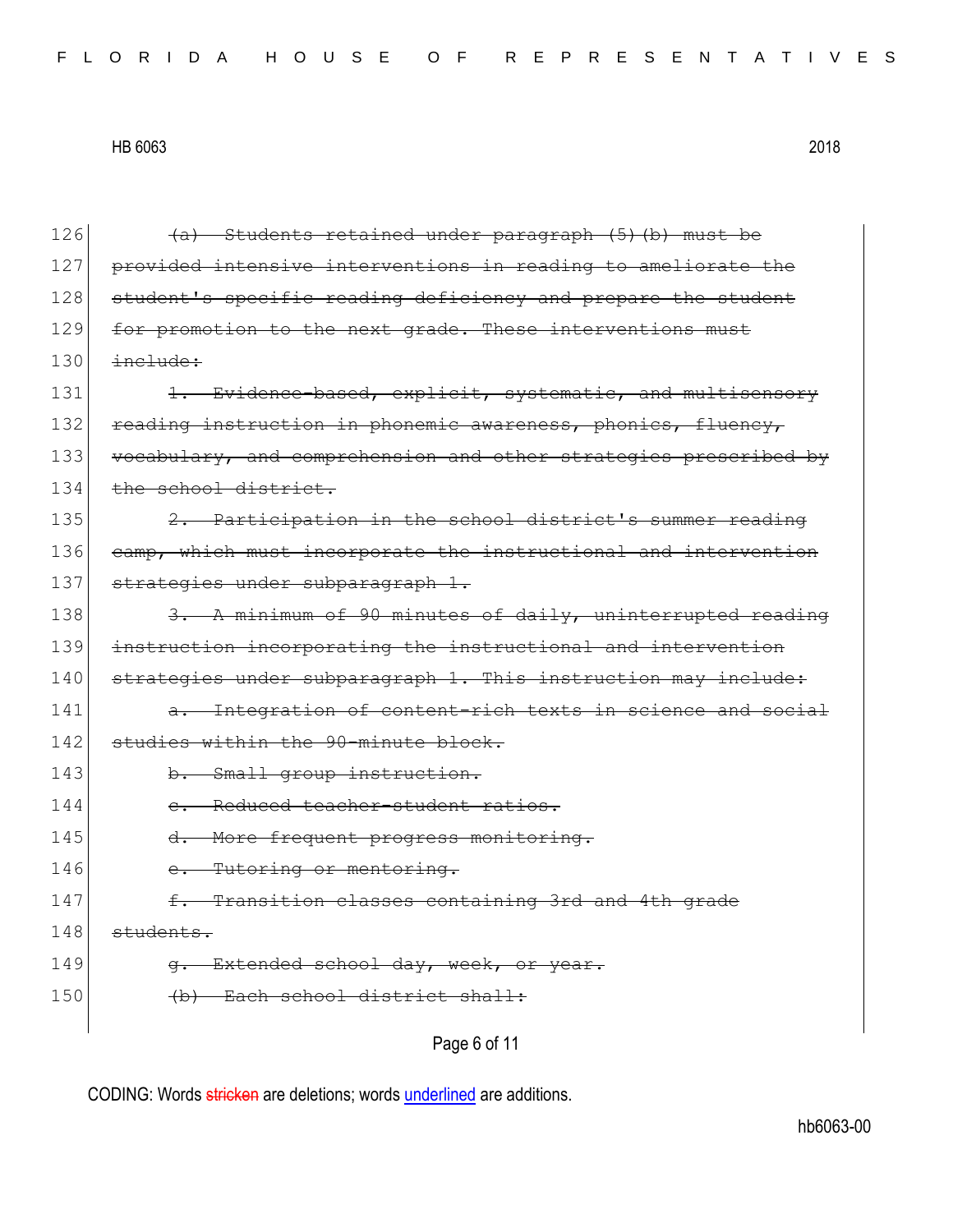126 ~~(a) Students retained under paragraph (5)(b) must be~~
127 ~~provided intensive interventions in reading to ameliorate the~~
128 ~~student's specific reading deficiency and prepare the student~~
129 ~~for promotion to the next grade. These interventions must~~
130 ~~include:~~
131 ~~1. Evidence-based, explicit, systematic, and multisensory~~
132 ~~reading instruction in phonemic awareness, phonics, fluency,~~
133 ~~vocabulary, and comprehension and other strategies prescribed by~~
134 ~~the school district.~~
135 ~~2. Participation in the school district's summer reading~~
136 ~~camp, which must incorporate the instructional and intervention~~
137 ~~strategies under subparagraph 1.~~
138 ~~3. A minimum of 90 minutes of daily, uninterrupted reading~~
139 ~~instruction incorporating the instructional and intervention~~
140 ~~strategies under subparagraph 1. This instruction may include:~~
141 ~~a. Integration of content-rich texts in science and social~~
142 ~~studies within the 90-minute block.~~
143 ~~b. Small group instruction.~~
144 ~~c. Reduced teacher-student ratios.~~
145 ~~d. More frequent progress monitoring.~~
146 ~~e. Tutoring or mentoring.~~
147 ~~f. Transition classes containing 3rd and 4th grade~~
148 ~~students.~~
149 ~~g. Extended school day, week, or year.~~
150 ~~(b) Each school district shall:~~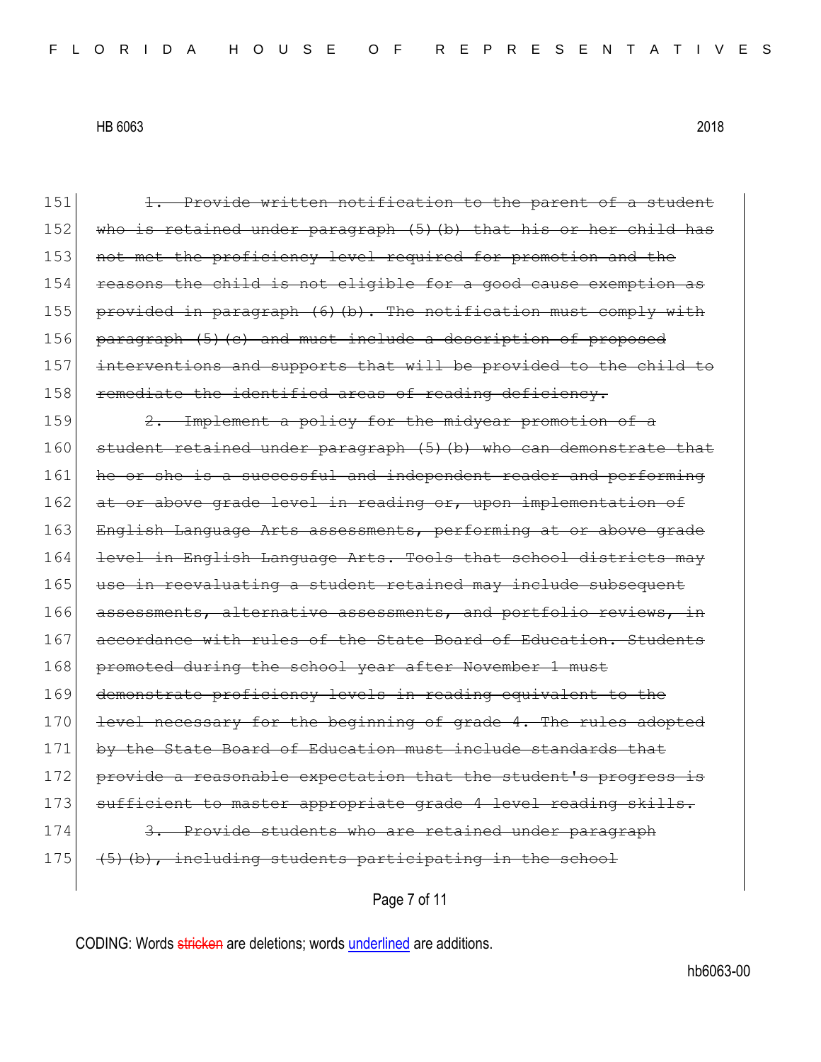~~1. Provide written notification to the parent of a student who is retained under paragraph (5)(b) that his or her child has not met the proficiency level required for promotion and the reasons the child is not eligible for a good cause exemption as provided in paragraph (6)(b). The notification must comply with paragraph (5)(c) and must include a description of proposed interventions and supports that will be provided to the child to remediate the identified areas of reading deficiency.~~

~~2. Implement a policy for the midyear promotion of a student retained under paragraph (5)(b) who can demonstrate that he or she is a successful and independent reader and performing at or above grade level in reading or, upon implementation of English Language Arts assessments, performing at or above grade level in English Language Arts. Tools that school districts may use in reevaluating a student retained may include subsequent assessments, alternative assessments, and portfolio reviews, in accordance with rules of the State Board of Education. Students promoted during the school year after November 1 must demonstrate proficiency levels in reading equivalent to the level necessary for the beginning of grade 4. The rules adopted by the State Board of Education must include standards that provide a reasonable expectation that the student's progress is sufficient to master appropriate grade 4 level reading skills.~~

~~3. Provide students who are retained under paragraph (5)(b), including students participating in the school~~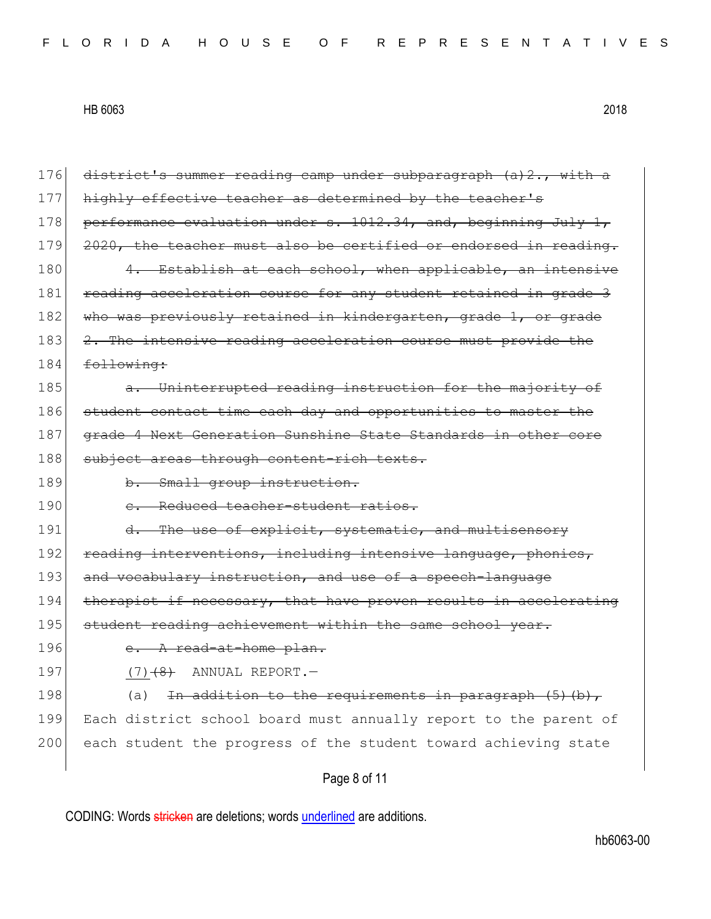~~district's summer reading camp under subparagraph (a)2., with a highly effective teacher as determined by the teacher's performance evaluation under s. 1012.34, and, beginning July 1, 2020, the teacher must also be certified or endorsed in reading.~~

~~4. Establish at each school, when applicable, an intensive reading acceleration course for any student retained in grade 3 who was previously retained in kindergarten, grade 1, or grade 2. The intensive reading acceleration course must provide the following:~~

~~a. Uninterrupted reading instruction for the majority of student contact time each day and opportunities to master the grade 4 Next Generation Sunshine State Standards in other core subject areas through content-rich texts.~~

~~b. Small group instruction.~~

~~c. Reduced teacher-student ratios.~~

~~d. The use of explicit, systematic, and multisensory reading interventions, including intensive language, phonics, and vocabulary instruction, and use of a speech-language therapist if necessary, that have proven results in accelerating student reading achievement within the same school year.~~

~~e. A read-at-home plan.~~

<u>(7)</u>~~(8)~~ ANNUAL REPORT.—

(a) ~~In addition to the requirements in paragraph (5)(b),~~ Each district school board must annually report to the parent of each student the progress of the student toward achieving state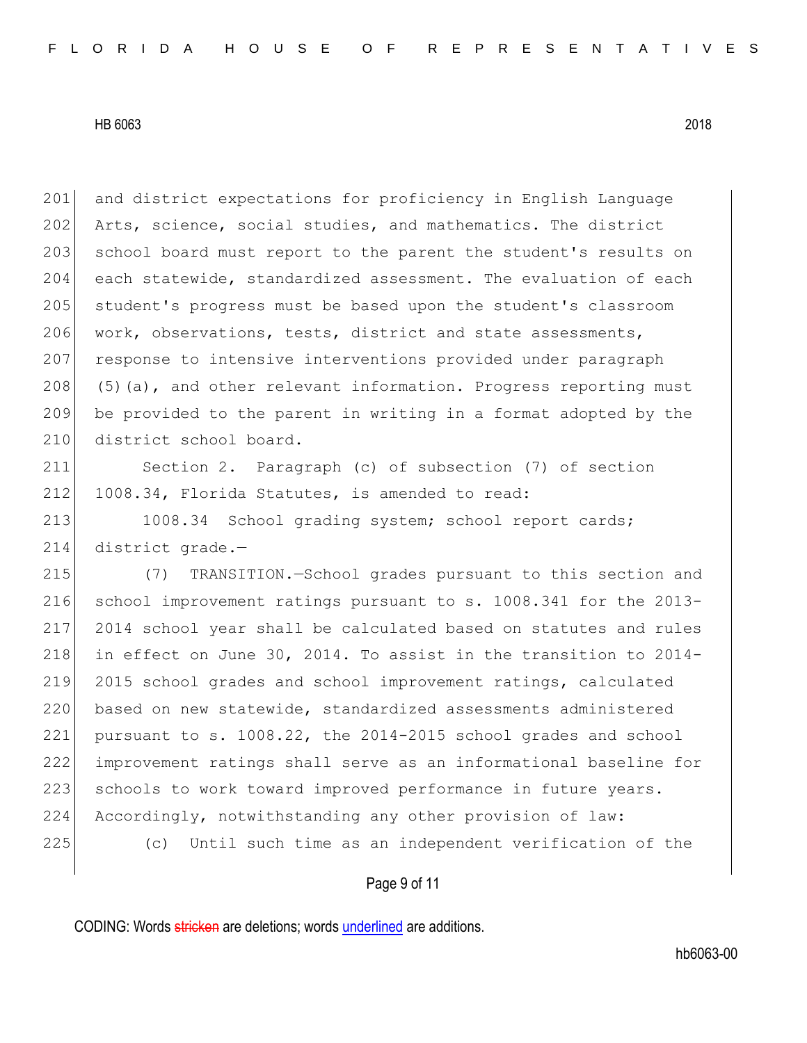and district expectations for proficiency in English Language Arts, science, social studies, and mathematics. The district school board must report to the parent the student's results on each statewide, standardized assessment. The evaluation of each student's progress must be based upon the student's classroom work, observations, tests, district and state assessments, response to intensive interventions provided under paragraph (5)(a), and other relevant information. Progress reporting must be provided to the parent in writing in a format adopted by the district school board.

Section 2. Paragraph (c) of subsection (7) of section 1008.34, Florida Statutes, is amended to read:

1008.34 School grading system; school report cards; district grade.—

(7) TRANSITION.—School grades pursuant to this section and school improvement ratings pursuant to s. 1008.341 for the 2013-2014 school year shall be calculated based on statutes and rules in effect on June 30, 2014. To assist in the transition to 2014-2015 school grades and school improvement ratings, calculated based on new statewide, standardized assessments administered pursuant to s. 1008.22, the 2014-2015 school grades and school improvement ratings shall serve as an informational baseline for schools to work toward improved performance in future years. Accordingly, notwithstanding any other provision of law:

(c) Until such time as an independent verification of the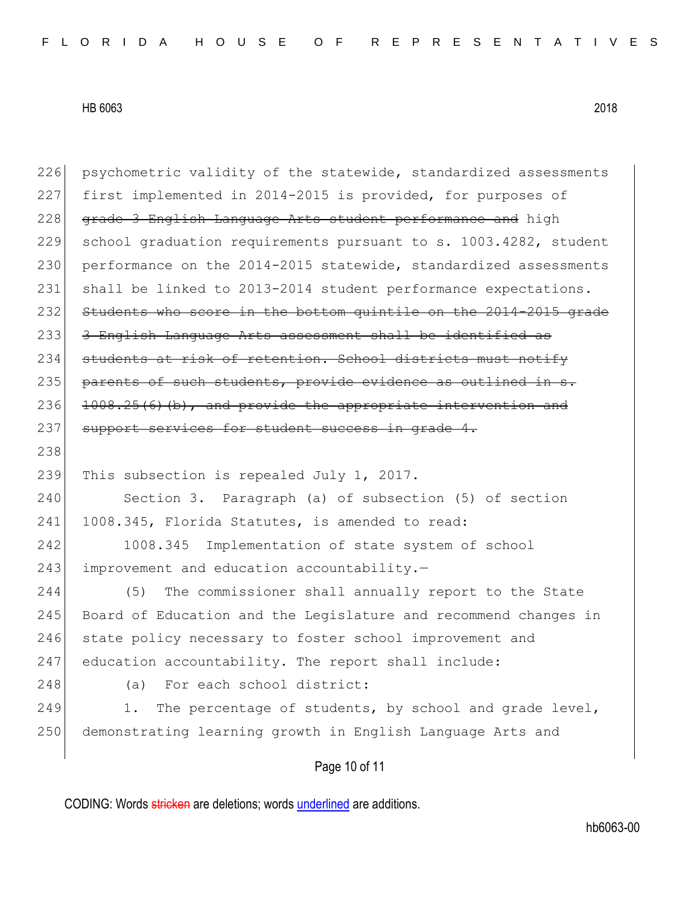psychometric validity of the statewide, standardized assessments first implemented in 2014-2015 is provided, for purposes of ~~grade 3 English Language Arts student performance and~~ high school graduation requirements pursuant to s. 1003.4282, student performance on the 2014-2015 statewide, standardized assessments shall be linked to 2013-2014 student performance expectations. ~~Students who score in the bottom quintile on the 2014-2015 grade 3 English Language Arts assessment shall be identified as students at risk of retention. School districts must notify parents of such students, provide evidence as outlined in s. 1008.25(6)(b), and provide the appropriate intervention and support services for student success in grade 4.~~

This subsection is repealed July 1, 2017.

Section 3. Paragraph (a) of subsection (5) of section 1008.345, Florida Statutes, is amended to read:

1008.345 Implementation of state system of school improvement and education accountability.—

(5) The commissioner shall annually report to the State Board of Education and the Legislature and recommend changes in state policy necessary to foster school improvement and education accountability. The report shall include:

(a) For each school district:

1. The percentage of students, by school and grade level, demonstrating learning growth in English Language Arts and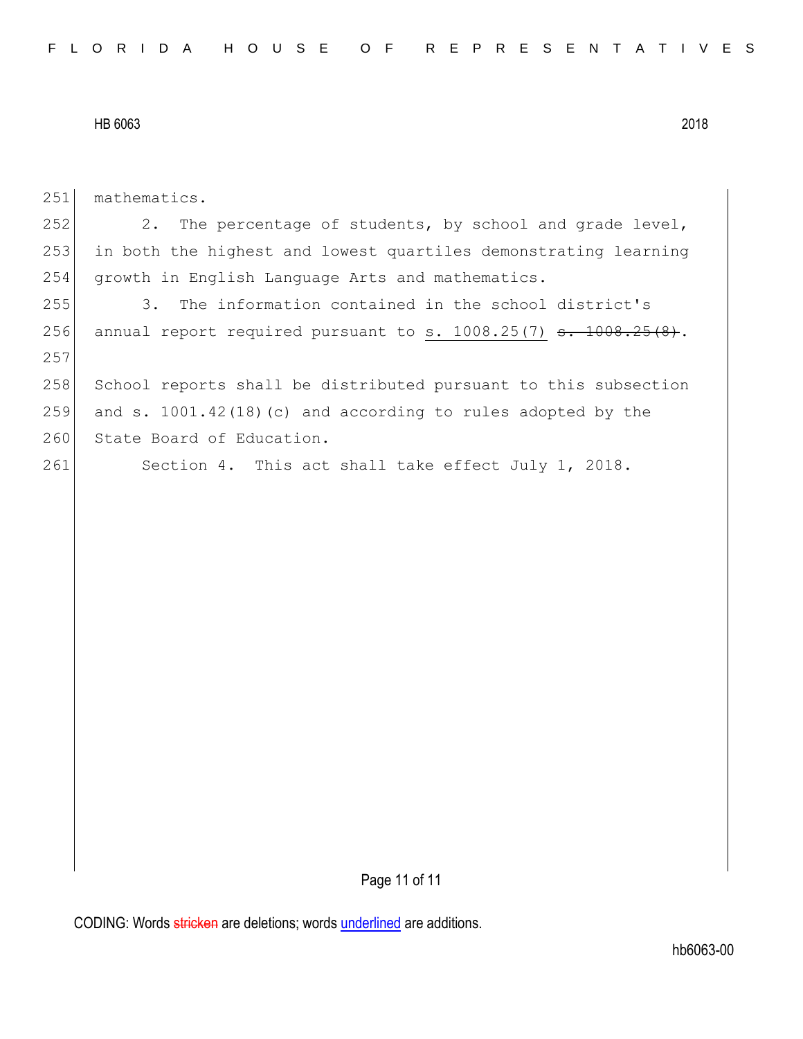mathematics.

2. The percentage of students, by school and grade level, in both the highest and lowest quartiles demonstrating learning growth in English Language Arts and mathematics.

3. The information contained in the school district's annual report required pursuant to s. 1008.25(7) ~~s. 1008.25(8)~~.

School reports shall be distributed pursuant to this subsection and s. 1001.42(18)(c) and according to rules adopted by the State Board of Education.

Section 4. This act shall take effect July 1, 2018.

CODING: Words ~~stricken~~ are deletions; words underlined are additions.